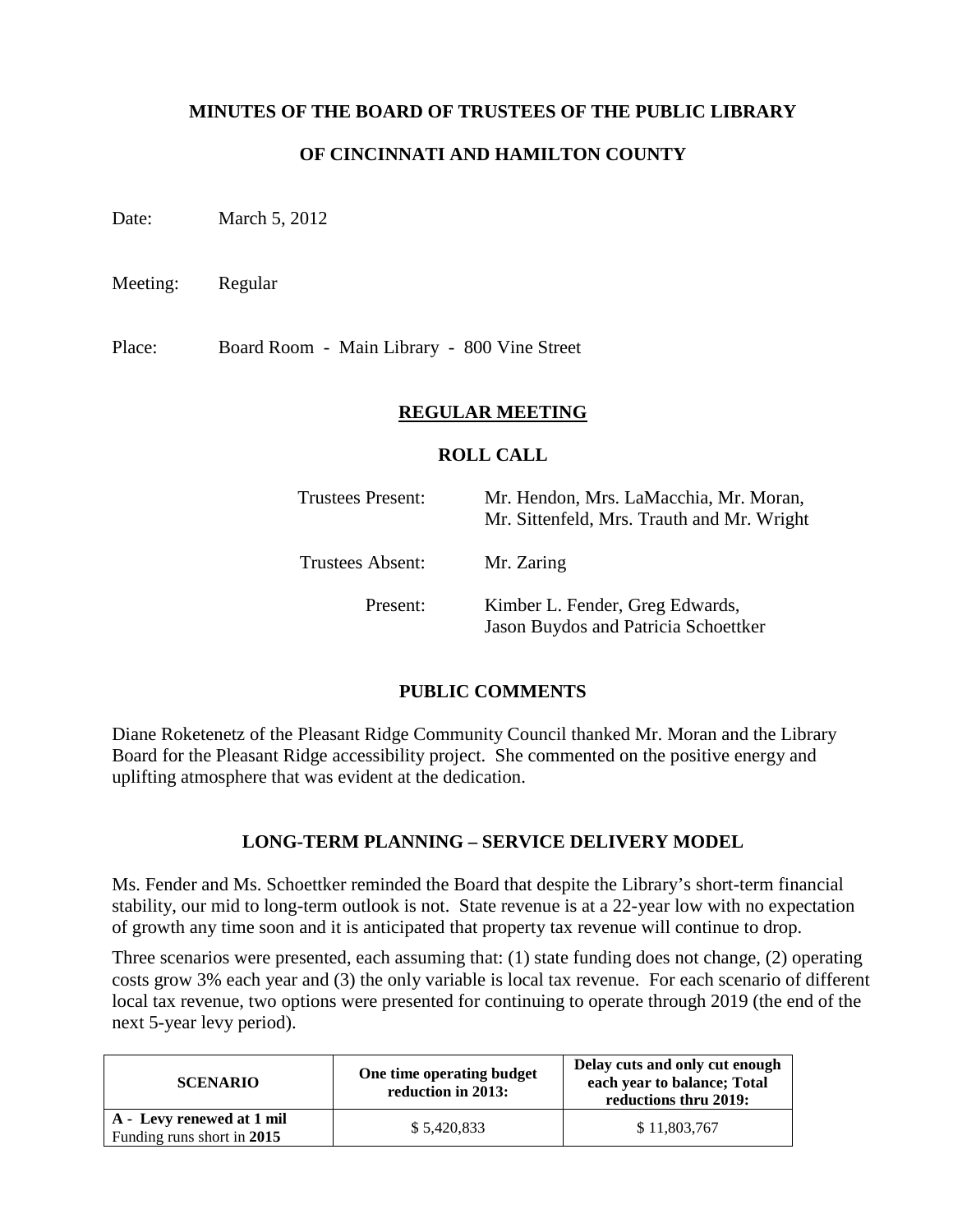# MINUTES OF THE BOARD OF TRUSTEES OF THE PUBLIC LIBRARY

# OF CINCINNATI AND HAMILTON COUNTY

Date: March 5, 2012

Meeting: Regular

Place: Board Room - Main Library - 800 Vine Street

## REGULAR MEETING

### ROLL CALL

Trustees Present: Mr. Hendon, Mrs. LaMacchia, Mr. Moran, Mr. Sittenfeld, Mrs. Trauth and Mr. Wright

Trustees Absent: Mr. Zaring

Present: Kimber L. Fender, Greg Edwards, Jason Buydos and Patricia Schoettker

## PUBLIC COMMENTS

Diane Roketenetz of the Pleasant Ridge Community Council thanked Mr. Moran and the Library Board for the Pleasant Ridge accessibility project. She commented on the positive energy and uplifting atmosphere that was evident at the dedication.

## LONG-TERM PLANNING – SERVICE DELIVERY MODEL

Ms. Fender and Ms. Schoettker reminded the Board that despite the Library's short-term financial stability, our mid to long-term outlook is not. State revenue is at a 22-year low with no expectation of growth any time soon and it is anticipated that property tax revenue will continue to drop.

Three scenarios were presented, each assuming that: (1) state funding does not change, (2) operating costs grow 3% each year and (3) the only variable is local tax revenue. For each scenario of different local tax revenue, two options were presented for continuing to operate through 2019 (the end of the next 5-year levy period).

| SCENARIO | One time operating budget reduction in 2013: | Delay cuts and only cut enough each year to balance; Total reductions thru 2019: |
|---|---|---|
| **A - Levy renewed at 1 mil** Funding runs short in **2015** | $ 5,420,833 | $ 11,803,767 |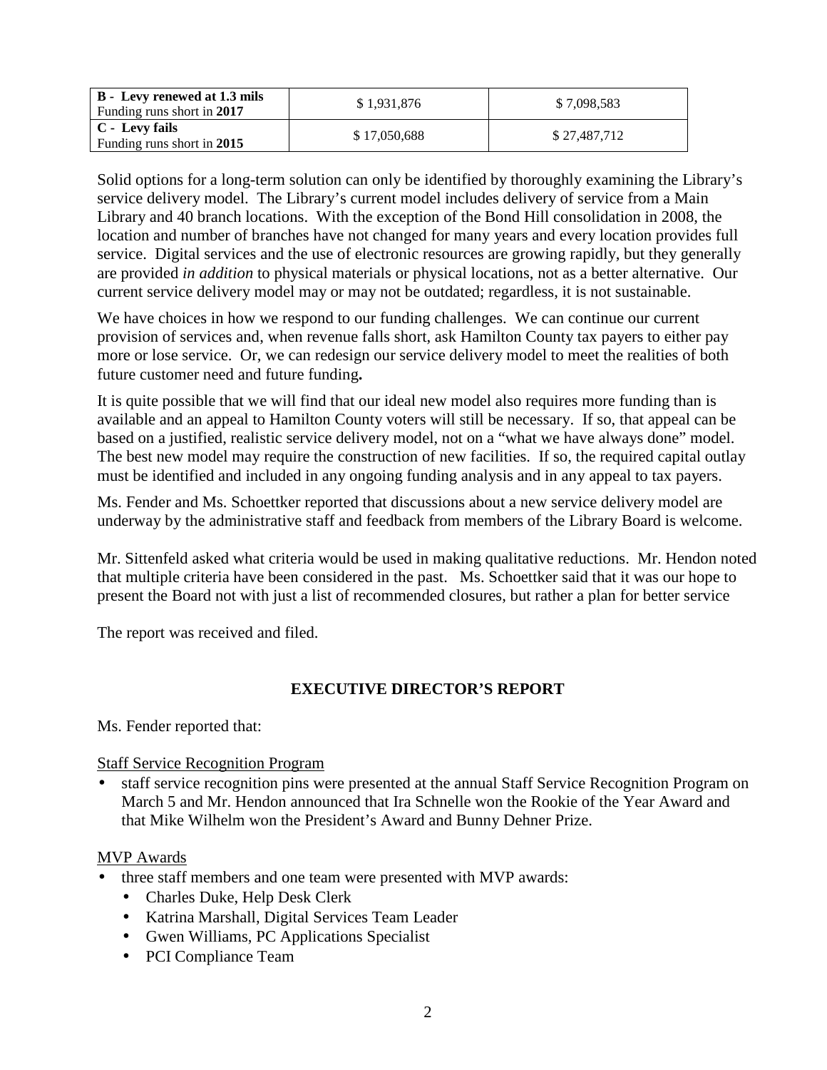| | | |
|---|---|---|
| **B - Levy renewed at 1.3 mils** Funding runs short in **2017** | $ 1,931,876 | $ 7,098,583 |
| **C - Levy fails** Funding runs short in **2015** | $ 17,050,688 | $ 27,487,712 |

Solid options for a long-term solution can only be identified by thoroughly examining the Library's service delivery model. The Library's current model includes delivery of service from a Main Library and 40 branch locations. With the exception of the Bond Hill consolidation in 2008, the location and number of branches have not changed for many years and every location provides full service. Digital services and the use of electronic resources are growing rapidly, but they generally are provided *in addition* to physical materials or physical locations, not as a better alternative. Our current service delivery model may or may not be outdated; regardless, it is not sustainable.

We have choices in how we respond to our funding challenges. We can continue our current provision of services and, when revenue falls short, ask Hamilton County tax payers to either pay more or lose service. Or, we can redesign our service delivery model to meet the realities of both future customer need and future funding**.**

It is quite possible that we will find that our ideal new model also requires more funding than is available and an appeal to Hamilton County voters will still be necessary. If so, that appeal can be based on a justified, realistic service delivery model, not on a "what we have always done" model. The best new model may require the construction of new facilities. If so, the required capital outlay must be identified and included in any ongoing funding analysis and in any appeal to tax payers.

Ms. Fender and Ms. Schoettker reported that discussions about a new service delivery model are underway by the administrative staff and feedback from members of the Library Board is welcome.

Mr. Sittenfeld asked what criteria would be used in making qualitative reductions. Mr. Hendon noted that multiple criteria have been considered in the past. Ms. Schoettker said that it was our hope to present the Board not with just a list of recommended closures, but rather a plan for better service

The report was received and filed.

## EXECUTIVE DIRECTOR'S REPORT

Ms. Fender reported that:

Staff Service Recognition Program

- staff service recognition pins were presented at the annual Staff Service Recognition Program on March 5 and Mr. Hendon announced that Ira Schnelle won the Rookie of the Year Award and that Mike Wilhelm won the President's Award and Bunny Dehner Prize.

MVP Awards

- three staff members and one team were presented with MVP awards:
  - Charles Duke, Help Desk Clerk
  - Katrina Marshall, Digital Services Team Leader
  - Gwen Williams, PC Applications Specialist
  - PCI Compliance Team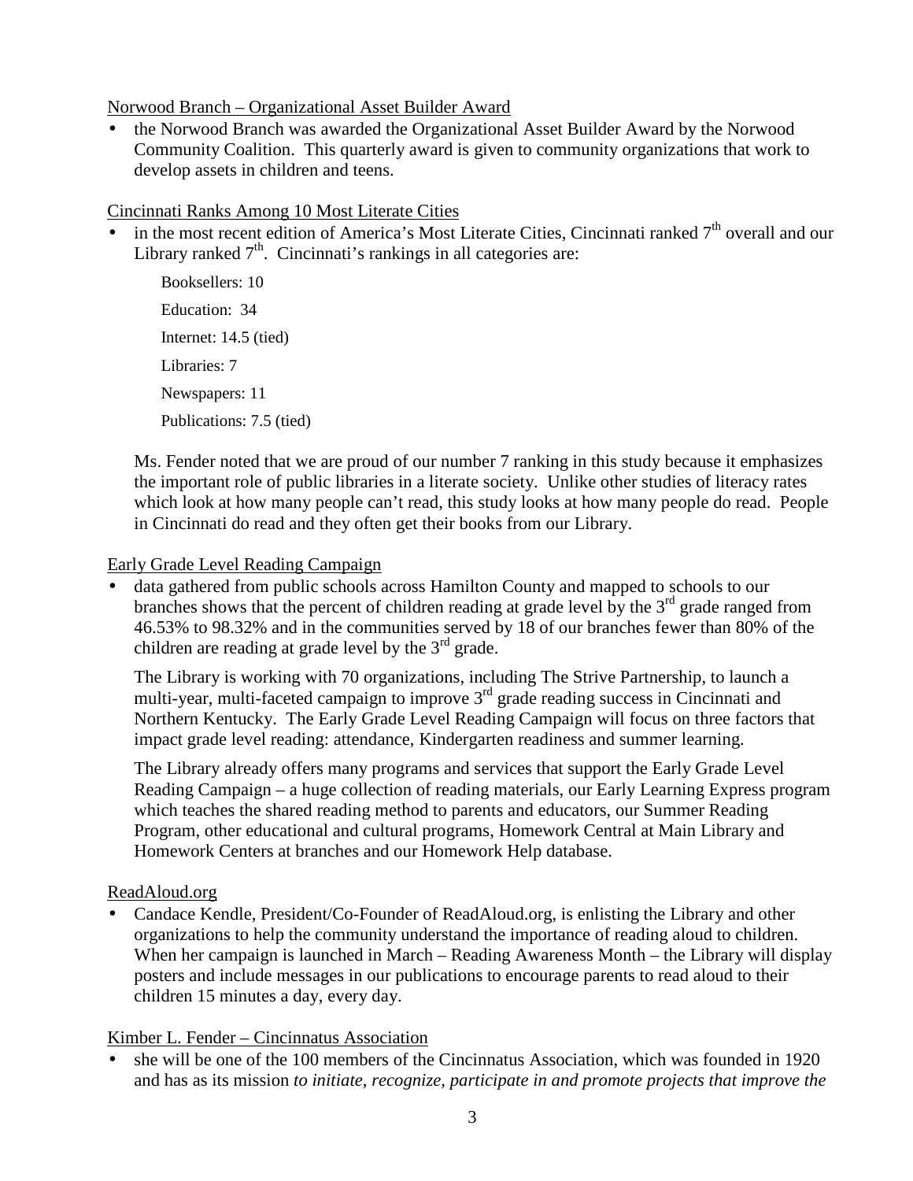Norwood Branch – Organizational Asset Builder Award

- the Norwood Branch was awarded the Organizational Asset Builder Award by the Norwood Community Coalition. This quarterly award is given to community organizations that work to develop assets in children and teens.

Cincinnati Ranks Among 10 Most Literate Cities

- in the most recent edition of America's Most Literate Cities, Cincinnati ranked 7th overall and our Library ranked 7th. Cincinnati's rankings in all categories are:

  Booksellers: 10

  Education: 34

  Internet: 14.5 (tied)

  Libraries: 7

  Newspapers: 11

  Publications: 7.5 (tied)

  Ms. Fender noted that we are proud of our number 7 ranking in this study because it emphasizes the important role of public libraries in a literate society. Unlike other studies of literacy rates which look at how many people can't read, this study looks at how many people do read. People in Cincinnati do read and they often get their books from our Library.

Early Grade Level Reading Campaign

- data gathered from public schools across Hamilton County and mapped to schools to our branches shows that the percent of children reading at grade level by the 3rd grade ranged from 46.53% to 98.32% and in the communities served by 18 of our branches fewer than 80% of the children are reading at grade level by the 3rd grade.

  The Library is working with 70 organizations, including The Strive Partnership, to launch a multi-year, multi-faceted campaign to improve 3rd grade reading success in Cincinnati and Northern Kentucky. The Early Grade Level Reading Campaign will focus on three factors that impact grade level reading: attendance, Kindergarten readiness and summer learning.

  The Library already offers many programs and services that support the Early Grade Level Reading Campaign – a huge collection of reading materials, our Early Learning Express program which teaches the shared reading method to parents and educators, our Summer Reading Program, other educational and cultural programs, Homework Central at Main Library and Homework Centers at branches and our Homework Help database.

ReadAloud.org

- Candace Kendle, President/Co-Founder of ReadAloud.org, is enlisting the Library and other organizations to help the community understand the importance of reading aloud to children. When her campaign is launched in March – Reading Awareness Month – the Library will display posters and include messages in our publications to encourage parents to read aloud to their children 15 minutes a day, every day.

Kimber L. Fender – Cincinnatus Association

- she will be one of the 100 members of the Cincinnatus Association, which was founded in 1920 and has as its mission *to initiate, recognize, participate in and promote projects that improve the*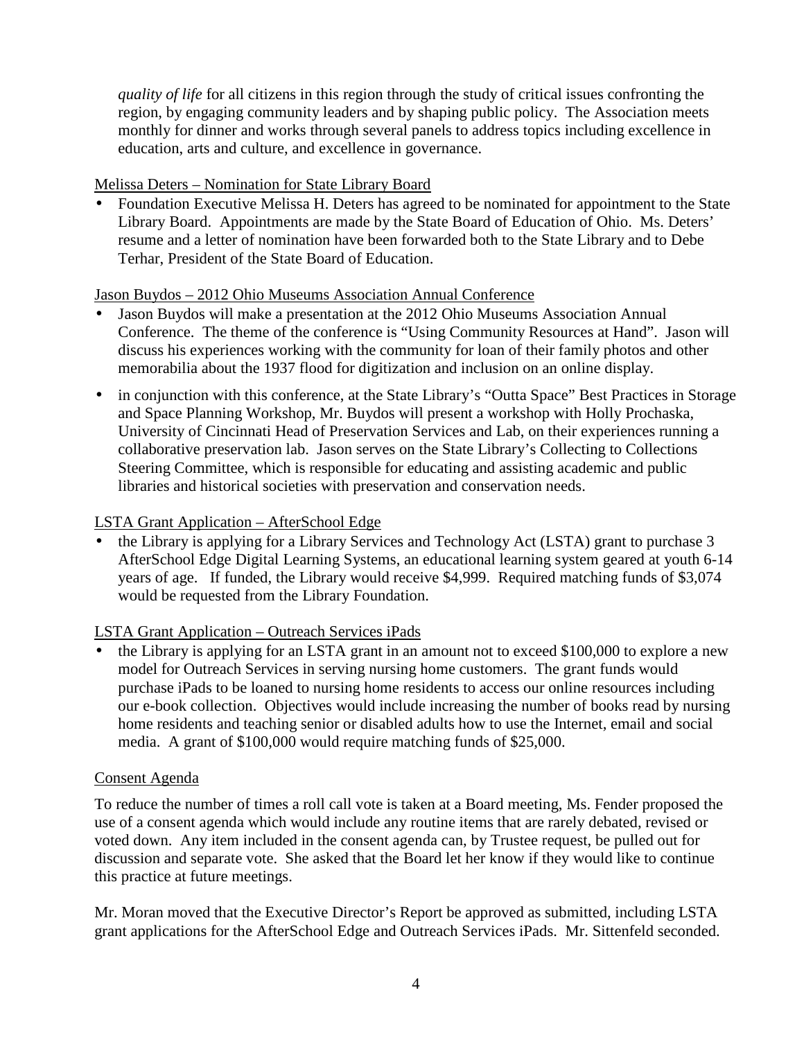*quality of life* for all citizens in this region through the study of critical issues confronting the region, by engaging community leaders and by shaping public policy. The Association meets monthly for dinner and works through several panels to address topics including excellence in education, arts and culture, and excellence in governance.

Melissa Deters – Nomination for State Library Board

- Foundation Executive Melissa H. Deters has agreed to be nominated for appointment to the State Library Board. Appointments are made by the State Board of Education of Ohio. Ms. Deters' resume and a letter of nomination have been forwarded both to the State Library and to Debe Terhar, President of the State Board of Education.

Jason Buydos – 2012 Ohio Museums Association Annual Conference

- Jason Buydos will make a presentation at the 2012 Ohio Museums Association Annual Conference. The theme of the conference is "Using Community Resources at Hand". Jason will discuss his experiences working with the community for loan of their family photos and other memorabilia about the 1937 flood for digitization and inclusion on an online display.
- in conjunction with this conference, at the State Library's "Outta Space" Best Practices in Storage and Space Planning Workshop, Mr. Buydos will present a workshop with Holly Prochaska, University of Cincinnati Head of Preservation Services and Lab, on their experiences running a collaborative preservation lab. Jason serves on the State Library's Collecting to Collections Steering Committee, which is responsible for educating and assisting academic and public libraries and historical societies with preservation and conservation needs.

LSTA Grant Application – AfterSchool Edge

- the Library is applying for a Library Services and Technology Act (LSTA) grant to purchase 3 AfterSchool Edge Digital Learning Systems, an educational learning system geared at youth 6-14 years of age. If funded, the Library would receive $4,999. Required matching funds of $3,074 would be requested from the Library Foundation.

LSTA Grant Application – Outreach Services iPads

- the Library is applying for an LSTA grant in an amount not to exceed $100,000 to explore a new model for Outreach Services in serving nursing home customers. The grant funds would purchase iPads to be loaned to nursing home residents to access our online resources including our e-book collection. Objectives would include increasing the number of books read by nursing home residents and teaching senior or disabled adults how to use the Internet, email and social media. A grant of $100,000 would require matching funds of $25,000.

Consent Agenda

To reduce the number of times a roll call vote is taken at a Board meeting, Ms. Fender proposed the use of a consent agenda which would include any routine items that are rarely debated, revised or voted down. Any item included in the consent agenda can, by Trustee request, be pulled out for discussion and separate vote. She asked that the Board let her know if they would like to continue this practice at future meetings.

Mr. Moran moved that the Executive Director's Report be approved as submitted, including LSTA grant applications for the AfterSchool Edge and Outreach Services iPads. Mr. Sittenfeld seconded.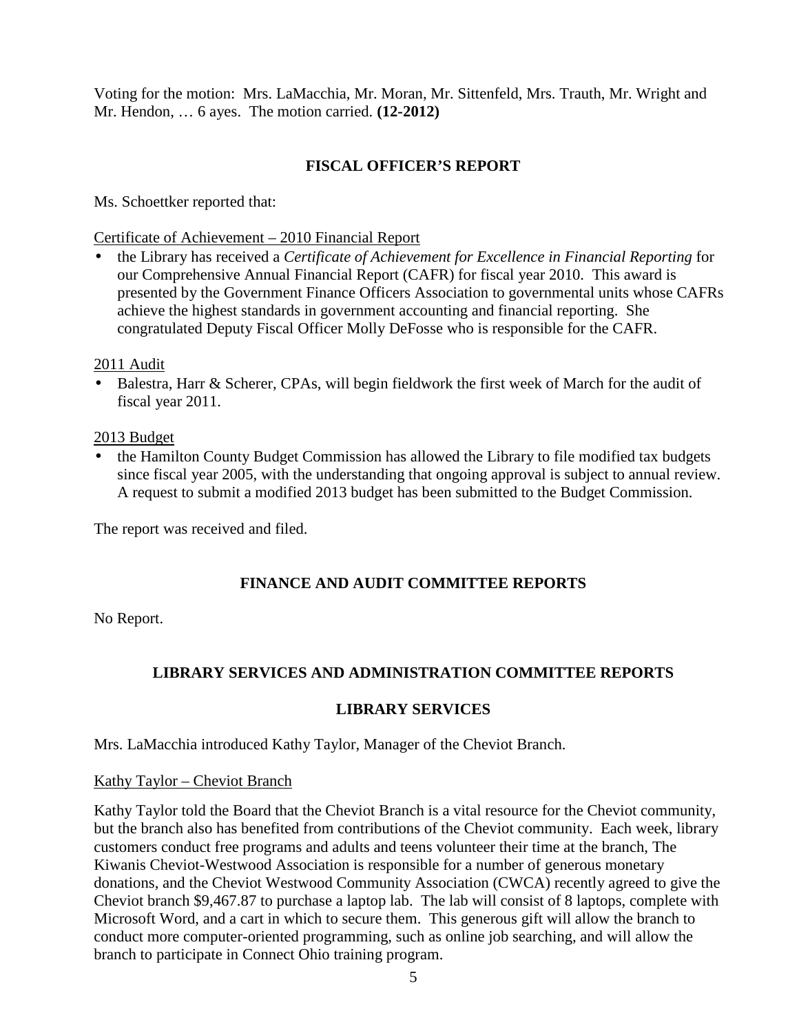Voting for the motion: Mrs. LaMacchia, Mr. Moran, Mr. Sittenfeld, Mrs. Trauth, Mr. Wright and Mr. Hendon, … 6 ayes. The motion carried. **(12-2012)**

## FISCAL OFFICER'S REPORT

Ms. Schoettker reported that:

Certificate of Achievement – 2010 Financial Report

- the Library has received a *Certificate of Achievement for Excellence in Financial Reporting* for our Comprehensive Annual Financial Report (CAFR) for fiscal year 2010. This award is presented by the Government Finance Officers Association to governmental units whose CAFRs achieve the highest standards in government accounting and financial reporting. She congratulated Deputy Fiscal Officer Molly DeFosse who is responsible for the CAFR.

2011 Audit

- Balestra, Harr & Scherer, CPAs, will begin fieldwork the first week of March for the audit of fiscal year 2011.

2013 Budget

- the Hamilton County Budget Commission has allowed the Library to file modified tax budgets since fiscal year 2005, with the understanding that ongoing approval is subject to annual review. A request to submit a modified 2013 budget has been submitted to the Budget Commission.

The report was received and filed.

## FINANCE AND AUDIT COMMITTEE REPORTS

No Report.

## LIBRARY SERVICES AND ADMINISTRATION COMMITTEE REPORTS

### LIBRARY SERVICES

Mrs. LaMacchia introduced Kathy Taylor, Manager of the Cheviot Branch.

Kathy Taylor – Cheviot Branch

Kathy Taylor told the Board that the Cheviot Branch is a vital resource for the Cheviot community, but the branch also has benefited from contributions of the Cheviot community. Each week, library customers conduct free programs and adults and teens volunteer their time at the branch, The Kiwanis Cheviot-Westwood Association is responsible for a number of generous monetary donations, and the Cheviot Westwood Community Association (CWCA) recently agreed to give the Cheviot branch $9,467.87 to purchase a laptop lab. The lab will consist of 8 laptops, complete with Microsoft Word, and a cart in which to secure them. This generous gift will allow the branch to conduct more computer-oriented programming, such as online job searching, and will allow the branch to participate in Connect Ohio training program.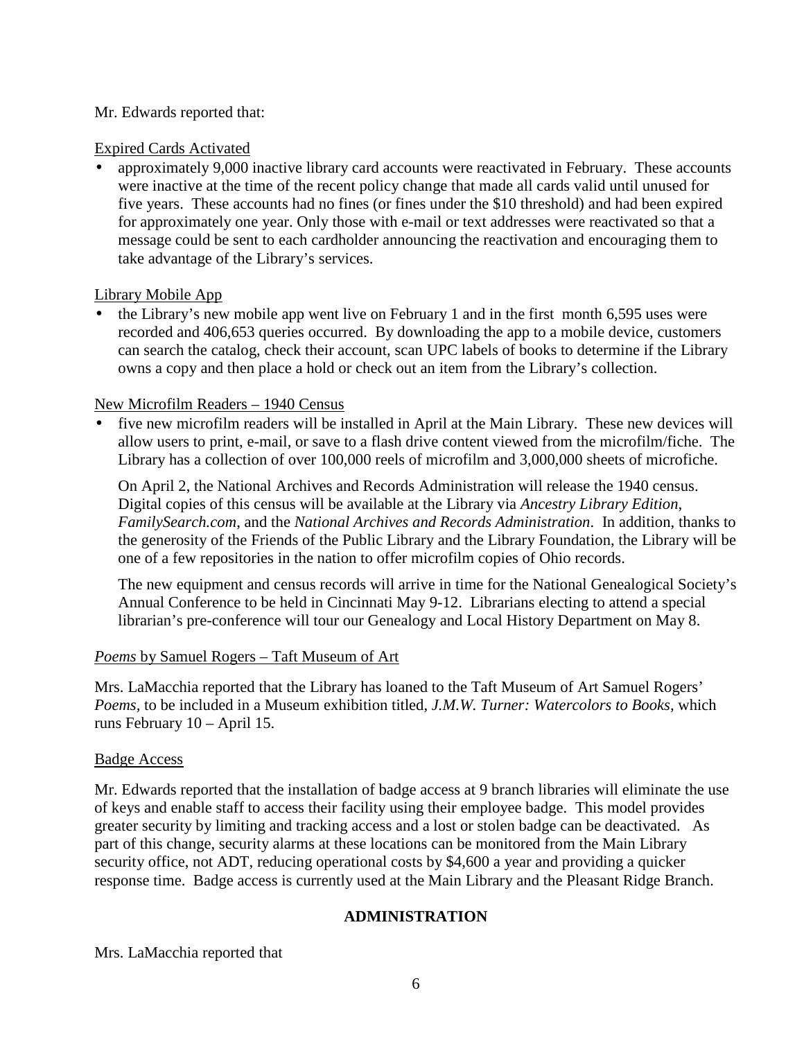Mr. Edwards reported that:

Expired Cards Activated

- approximately 9,000 inactive library card accounts were reactivated in February. These accounts were inactive at the time of the recent policy change that made all cards valid until unused for five years. These accounts had no fines (or fines under the $10 threshold) and had been expired for approximately one year. Only those with e-mail or text addresses were reactivated so that a message could be sent to each cardholder announcing the reactivation and encouraging them to take advantage of the Library's services.

Library Mobile App

- the Library's new mobile app went live on February 1 and in the first month 6,595 uses were recorded and 406,653 queries occurred. By downloading the app to a mobile device, customers can search the catalog, check their account, scan UPC labels of books to determine if the Library owns a copy and then place a hold or check out an item from the Library's collection.

New Microfilm Readers – 1940 Census

- five new microfilm readers will be installed in April at the Main Library. These new devices will allow users to print, e-mail, or save to a flash drive content viewed from the microfilm/fiche. The Library has a collection of over 100,000 reels of microfilm and 3,000,000 sheets of microfiche.

  On April 2, the National Archives and Records Administration will release the 1940 census. Digital copies of this census will be available at the Library via *Ancestry Library Edition*, *FamilySearch.com*, and the *National Archives and Records Administration*. In addition, thanks to the generosity of the Friends of the Public Library and the Library Foundation, the Library will be one of a few repositories in the nation to offer microfilm copies of Ohio records.

  The new equipment and census records will arrive in time for the National Genealogical Society's Annual Conference to be held in Cincinnati May 9-12. Librarians electing to attend a special librarian's pre-conference will tour our Genealogy and Local History Department on May 8.

*Poems* by Samuel Rogers – Taft Museum of Art

Mrs. LaMacchia reported that the Library has loaned to the Taft Museum of Art Samuel Rogers' *Poems*, to be included in a Museum exhibition titled, *J.M.W. Turner: Watercolors to Books,* which runs February 10 – April 15.

Badge Access

Mr. Edwards reported that the installation of badge access at 9 branch libraries will eliminate the use of keys and enable staff to access their facility using their employee badge. This model provides greater security by limiting and tracking access and a lost or stolen badge can be deactivated. As part of this change, security alarms at these locations can be monitored from the Main Library security office, not ADT, reducing operational costs by $4,600 a year and providing a quicker response time. Badge access is currently used at the Main Library and the Pleasant Ridge Branch.

## ADMINISTRATION

Mrs. LaMacchia reported that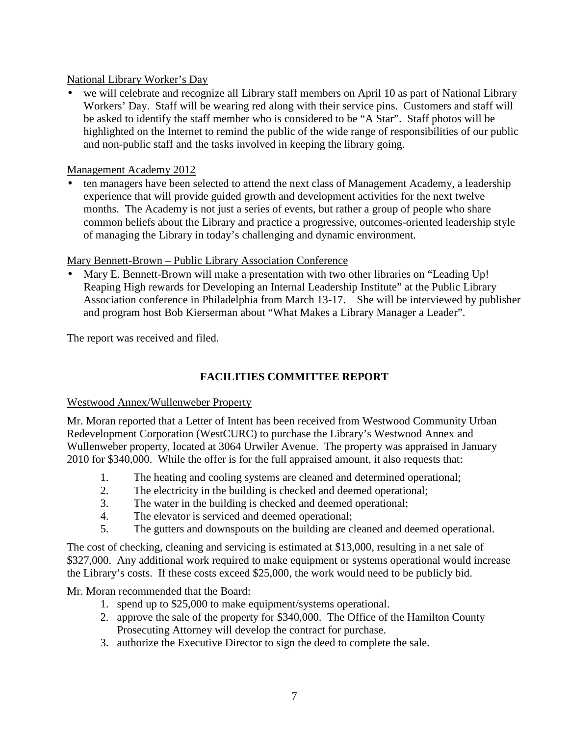National Library Worker's Day

- we will celebrate and recognize all Library staff members on April 10 as part of National Library Workers' Day. Staff will be wearing red along with their service pins. Customers and staff will be asked to identify the staff member who is considered to be "A Star". Staff photos will be highlighted on the Internet to remind the public of the wide range of responsibilities of our public and non-public staff and the tasks involved in keeping the library going.

Management Academy 2012

- ten managers have been selected to attend the next class of Management Academy, a leadership experience that will provide guided growth and development activities for the next twelve months. The Academy is not just a series of events, but rather a group of people who share common beliefs about the Library and practice a progressive, outcomes-oriented leadership style of managing the Library in today's challenging and dynamic environment.

Mary Bennett-Brown – Public Library Association Conference

- Mary E. Bennett-Brown will make a presentation with two other libraries on "Leading Up! Reaping High rewards for Developing an Internal Leadership Institute" at the Public Library Association conference in Philadelphia from March 13-17. She will be interviewed by publisher and program host Bob Kierserman about "What Makes a Library Manager a Leader".

The report was received and filed.

## FACILITIES COMMITTEE REPORT

Westwood Annex/Wullenweber Property

Mr. Moran reported that a Letter of Intent has been received from Westwood Community Urban Redevelopment Corporation (WestCURC) to purchase the Library's Westwood Annex and Wullenweber property, located at 3064 Urwiler Avenue. The property was appraised in January 2010 for $340,000. While the offer is for the full appraised amount, it also requests that:

1. The heating and cooling systems are cleaned and determined operational;
2. The electricity in the building is checked and deemed operational;
3. The water in the building is checked and deemed operational;
4. The elevator is serviced and deemed operational;
5. The gutters and downspouts on the building are cleaned and deemed operational.

The cost of checking, cleaning and servicing is estimated at $13,000, resulting in a net sale of $327,000. Any additional work required to make equipment or systems operational would increase the Library's costs. If these costs exceed $25,000, the work would need to be publicly bid.

Mr. Moran recommended that the Board:

1. spend up to $25,000 to make equipment/systems operational.
2. approve the sale of the property for $340,000. The Office of the Hamilton County Prosecuting Attorney will develop the contract for purchase.
3. authorize the Executive Director to sign the deed to complete the sale.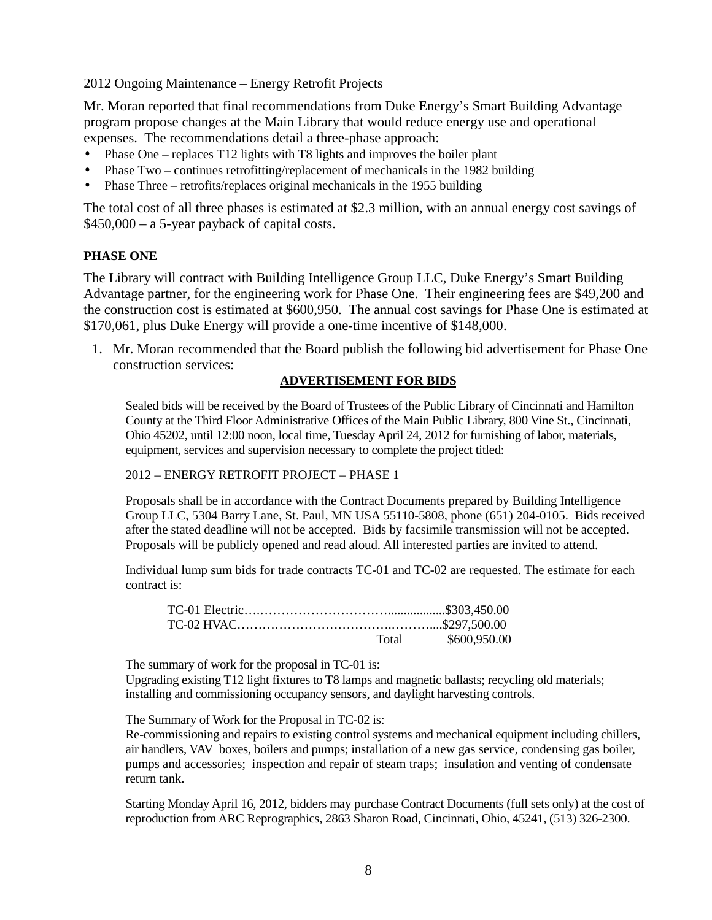2012 Ongoing Maintenance – Energy Retrofit Projects

Mr. Moran reported that final recommendations from Duke Energy's Smart Building Advantage program propose changes at the Main Library that would reduce energy use and operational expenses. The recommendations detail a three-phase approach:

- Phase One – replaces T12 lights with T8 lights and improves the boiler plant
- Phase Two – continues retrofitting/replacement of mechanicals in the 1982 building
- Phase Three – retrofits/replaces original mechanicals in the 1955 building

The total cost of all three phases is estimated at $2.3 million, with an annual energy cost savings of $450,000 – a 5-year payback of capital costs.

**PHASE ONE**

The Library will contract with Building Intelligence Group LLC, Duke Energy's Smart Building Advantage partner, for the engineering work for Phase One. Their engineering fees are $49,200 and the construction cost is estimated at $600,950. The annual cost savings for Phase One is estimated at $170,061, plus Duke Energy will provide a one-time incentive of $148,000.

1. Mr. Moran recommended that the Board publish the following bid advertisement for Phase One construction services:

**ADVERTISEMENT FOR BIDS**

Sealed bids will be received by the Board of Trustees of the Public Library of Cincinnati and Hamilton County at the Third Floor Administrative Offices of the Main Public Library, 800 Vine St., Cincinnati, Ohio 45202, until 12:00 noon, local time, Tuesday April 24, 2012 for furnishing of labor, materials, equipment, services and supervision necessary to complete the project titled:

2012 – ENERGY RETROFIT PROJECT – PHASE 1

Proposals shall be in accordance with the Contract Documents prepared by Building Intelligence Group LLC, 5304 Barry Lane, St. Paul, MN USA 55110-5808, phone (651) 204-0105. Bids received after the stated deadline will not be accepted. Bids by facsimile transmission will not be accepted. Proposals will be publicly opened and read aloud. All interested parties are invited to attend.

Individual lump sum bids for trade contracts TC-01 and TC-02 are requested. The estimate for each contract is:

| | | |
|---|---|---|
| TC-01 Electric | | $303,450.00 |
| TC-02 HVAC | | $297,500.00 |
| | Total | $600,950.00 |

The summary of work for the proposal in TC-01 is:
Upgrading existing T12 light fixtures to T8 lamps and magnetic ballasts; recycling old materials; installing and commissioning occupancy sensors, and daylight harvesting controls.

The Summary of Work for the Proposal in TC-02 is:
Re-commissioning and repairs to existing control systems and mechanical equipment including chillers, air handlers, VAV boxes, boilers and pumps; installation of a new gas service, condensing gas boiler, pumps and accessories; inspection and repair of steam traps; insulation and venting of condensate return tank.

Starting Monday April 16, 2012, bidders may purchase Contract Documents (full sets only) at the cost of reproduction from ARC Reprographics, 2863 Sharon Road, Cincinnati, Ohio, 45241, (513) 326-2300.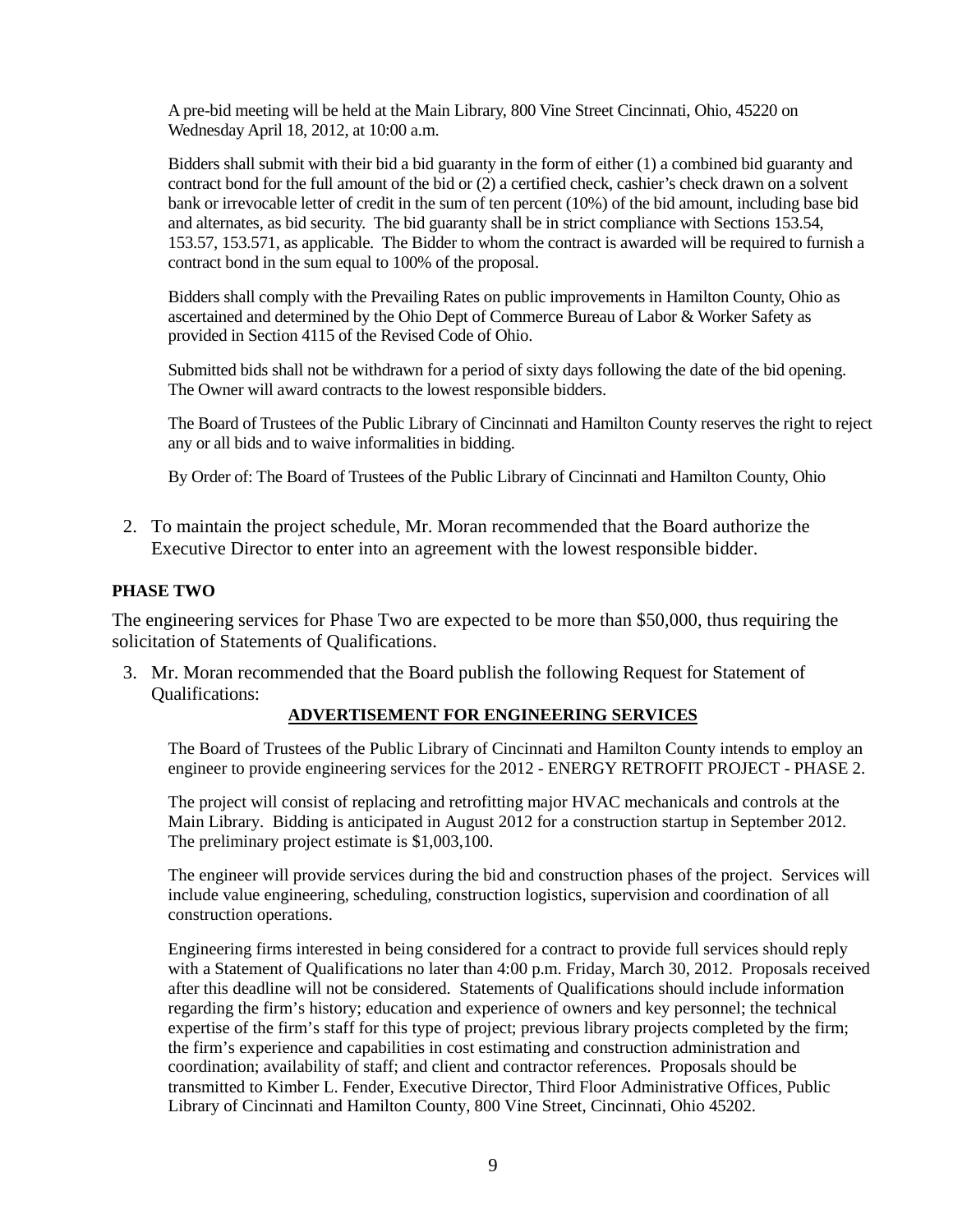A pre-bid meeting will be held at the Main Library, 800 Vine Street Cincinnati, Ohio, 45220 on Wednesday April 18, 2012, at 10:00 a.m.

Bidders shall submit with their bid a bid guaranty in the form of either (1) a combined bid guaranty and contract bond for the full amount of the bid or (2) a certified check, cashier's check drawn on a solvent bank or irrevocable letter of credit in the sum of ten percent (10%) of the bid amount, including base bid and alternates, as bid security. The bid guaranty shall be in strict compliance with Sections 153.54, 153.57, 153.571, as applicable. The Bidder to whom the contract is awarded will be required to furnish a contract bond in the sum equal to 100% of the proposal.

Bidders shall comply with the Prevailing Rates on public improvements in Hamilton County, Ohio as ascertained and determined by the Ohio Dept of Commerce Bureau of Labor & Worker Safety as provided in Section 4115 of the Revised Code of Ohio.

Submitted bids shall not be withdrawn for a period of sixty days following the date of the bid opening. The Owner will award contracts to the lowest responsible bidders.

The Board of Trustees of the Public Library of Cincinnati and Hamilton County reserves the right to reject any or all bids and to waive informalities in bidding.

By Order of: The Board of Trustees of the Public Library of Cincinnati and Hamilton County, Ohio

2. To maintain the project schedule, Mr. Moran recommended that the Board authorize the Executive Director to enter into an agreement with the lowest responsible bidder.

**PHASE TWO**

The engineering services for Phase Two are expected to be more than $50,000, thus requiring the solicitation of Statements of Qualifications.

3. Mr. Moran recommended that the Board publish the following Request for Statement of Qualifications:

**ADVERTISEMENT FOR ENGINEERING SERVICES**

The Board of Trustees of the Public Library of Cincinnati and Hamilton County intends to employ an engineer to provide engineering services for the 2012 - ENERGY RETROFIT PROJECT - PHASE 2.

The project will consist of replacing and retrofitting major HVAC mechanicals and controls at the Main Library. Bidding is anticipated in August 2012 for a construction startup in September 2012. The preliminary project estimate is $1,003,100.

The engineer will provide services during the bid and construction phases of the project. Services will include value engineering, scheduling, construction logistics, supervision and coordination of all construction operations.

Engineering firms interested in being considered for a contract to provide full services should reply with a Statement of Qualifications no later than 4:00 p.m. Friday, March 30, 2012. Proposals received after this deadline will not be considered. Statements of Qualifications should include information regarding the firm's history; education and experience of owners and key personnel; the technical expertise of the firm's staff for this type of project; previous library projects completed by the firm; the firm's experience and capabilities in cost estimating and construction administration and coordination; availability of staff; and client and contractor references. Proposals should be transmitted to Kimber L. Fender, Executive Director, Third Floor Administrative Offices, Public Library of Cincinnati and Hamilton County, 800 Vine Street, Cincinnati, Ohio 45202.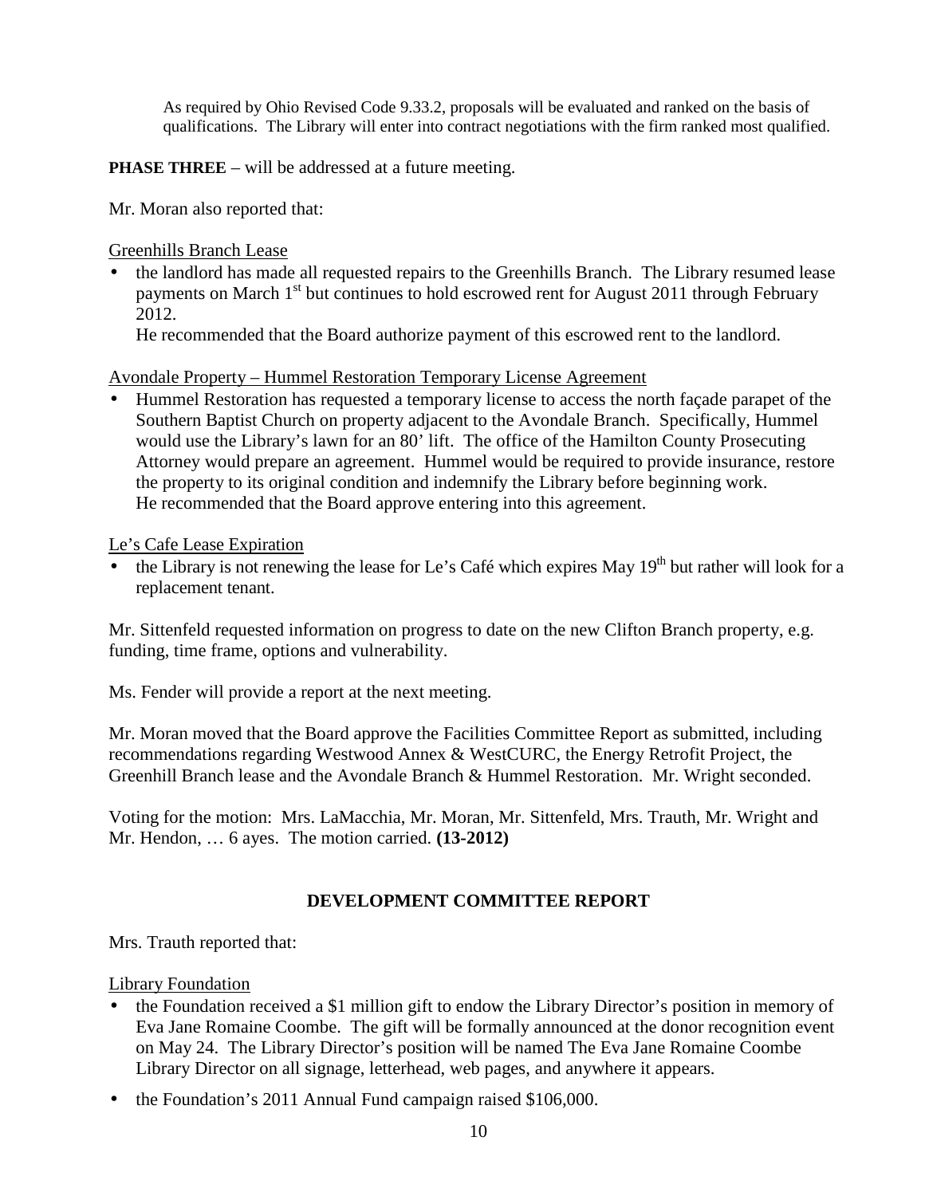As required by Ohio Revised Code 9.33.2, proposals will be evaluated and ranked on the basis of qualifications. The Library will enter into contract negotiations with the firm ranked most qualified.

**PHASE THREE** – will be addressed at a future meeting.

Mr. Moran also reported that:

Greenhills Branch Lease

- the landlord has made all requested repairs to the Greenhills Branch. The Library resumed lease payments on March 1st but continues to hold escrowed rent for August 2011 through February 2012.
  He recommended that the Board authorize payment of this escrowed rent to the landlord.

Avondale Property – Hummel Restoration Temporary License Agreement

- Hummel Restoration has requested a temporary license to access the north façade parapet of the Southern Baptist Church on property adjacent to the Avondale Branch. Specifically, Hummel would use the Library's lawn for an 80' lift. The office of the Hamilton County Prosecuting Attorney would prepare an agreement. Hummel would be required to provide insurance, restore the property to its original condition and indemnify the Library before beginning work.
  He recommended that the Board approve entering into this agreement.

Le's Cafe Lease Expiration

- the Library is not renewing the lease for Le's Café which expires May 19th but rather will look for a replacement tenant.

Mr. Sittenfeld requested information on progress to date on the new Clifton Branch property, e.g. funding, time frame, options and vulnerability.

Ms. Fender will provide a report at the next meeting.

Mr. Moran moved that the Board approve the Facilities Committee Report as submitted, including recommendations regarding Westwood Annex & WestCURC, the Energy Retrofit Project, the Greenhill Branch lease and the Avondale Branch & Hummel Restoration. Mr. Wright seconded.

Voting for the motion: Mrs. LaMacchia, Mr. Moran, Mr. Sittenfeld, Mrs. Trauth, Mr. Wright and Mr. Hendon, … 6 ayes. The motion carried. **(13-2012)**

## DEVELOPMENT COMMITTEE REPORT

Mrs. Trauth reported that:

Library Foundation

- the Foundation received a $1 million gift to endow the Library Director's position in memory of Eva Jane Romaine Coombe. The gift will be formally announced at the donor recognition event on May 24. The Library Director's position will be named The Eva Jane Romaine Coombe Library Director on all signage, letterhead, web pages, and anywhere it appears.
- the Foundation's 2011 Annual Fund campaign raised $106,000.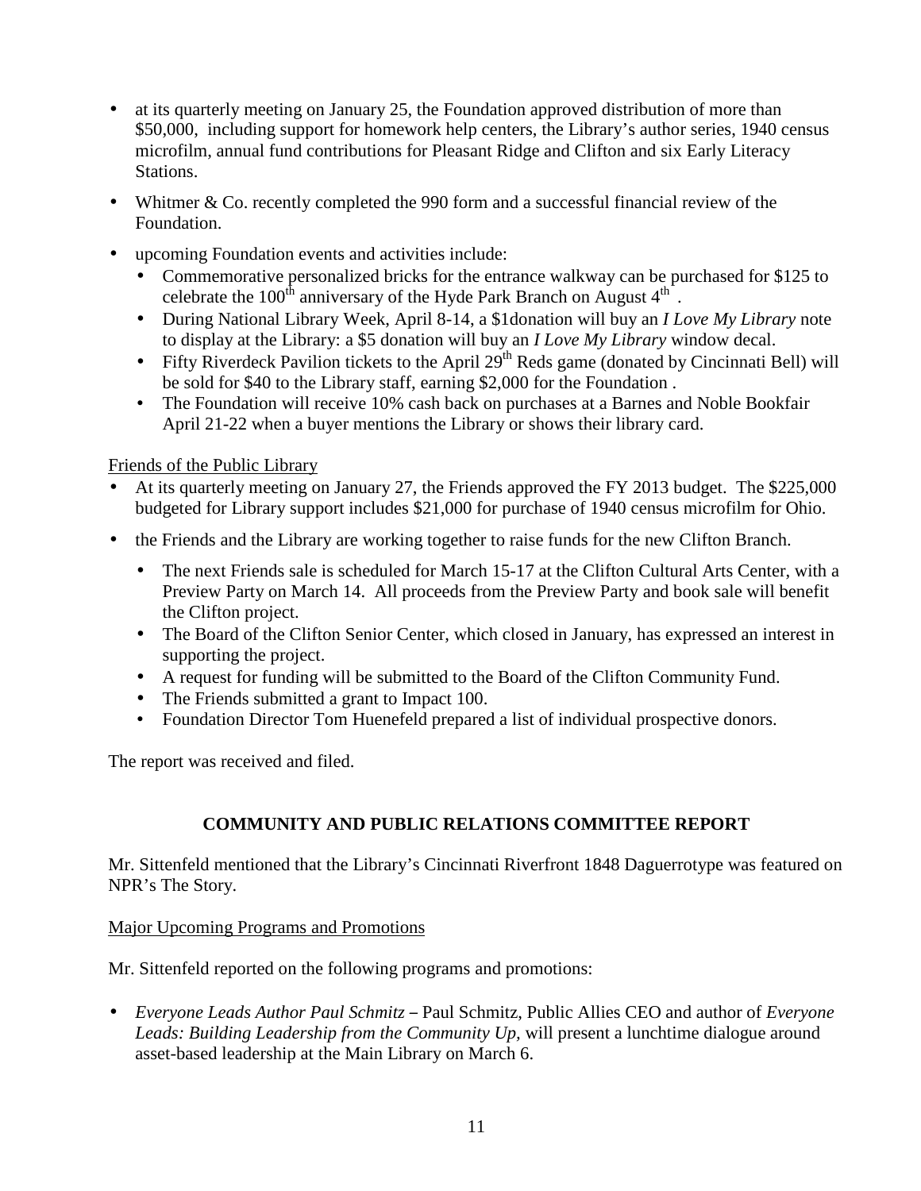- at its quarterly meeting on January 25, the Foundation approved distribution of more than $50,000, including support for homework help centers, the Library's author series, 1940 census microfilm, annual fund contributions for Pleasant Ridge and Clifton and six Early Literacy Stations.
- Whitmer & Co. recently completed the 990 form and a successful financial review of the Foundation.
- upcoming Foundation events and activities include:
  - Commemorative personalized bricks for the entrance walkway can be purchased for $125 to celebrate the 100th anniversary of the Hyde Park Branch on August 4th .
  - During National Library Week, April 8-14, a $1donation will buy an *I Love My Library* note to display at the Library: a $5 donation will buy an *I Love My Library* window decal.
  - Fifty Riverdeck Pavilion tickets to the April 29th Reds game (donated by Cincinnati Bell) will be sold for $40 to the Library staff, earning $2,000 for the Foundation .
  - The Foundation will receive 10% cash back on purchases at a Barnes and Noble Bookfair April 21-22 when a buyer mentions the Library or shows their library card.

Friends of the Public Library

- At its quarterly meeting on January 27, the Friends approved the FY 2013 budget. The $225,000 budgeted for Library support includes $21,000 for purchase of 1940 census microfilm for Ohio.
- the Friends and the Library are working together to raise funds for the new Clifton Branch.
  - The next Friends sale is scheduled for March 15-17 at the Clifton Cultural Arts Center, with a Preview Party on March 14. All proceeds from the Preview Party and book sale will benefit the Clifton project.
  - The Board of the Clifton Senior Center, which closed in January, has expressed an interest in supporting the project.
  - A request for funding will be submitted to the Board of the Clifton Community Fund.
  - The Friends submitted a grant to Impact 100.
  - Foundation Director Tom Huenefeld prepared a list of individual prospective donors.

The report was received and filed.

## COMMUNITY AND PUBLIC RELATIONS COMMITTEE REPORT

Mr. Sittenfeld mentioned that the Library's Cincinnati Riverfront 1848 Daguerrotype was featured on NPR's The Story.

Major Upcoming Programs and Promotions

Mr. Sittenfeld reported on the following programs and promotions:

- *Everyone Leads Author Paul Schmitz* – Paul Schmitz, Public Allies CEO and author of *Everyone Leads: Building Leadership from the Community Up*, will present a lunchtime dialogue around asset-based leadership at the Main Library on March 6.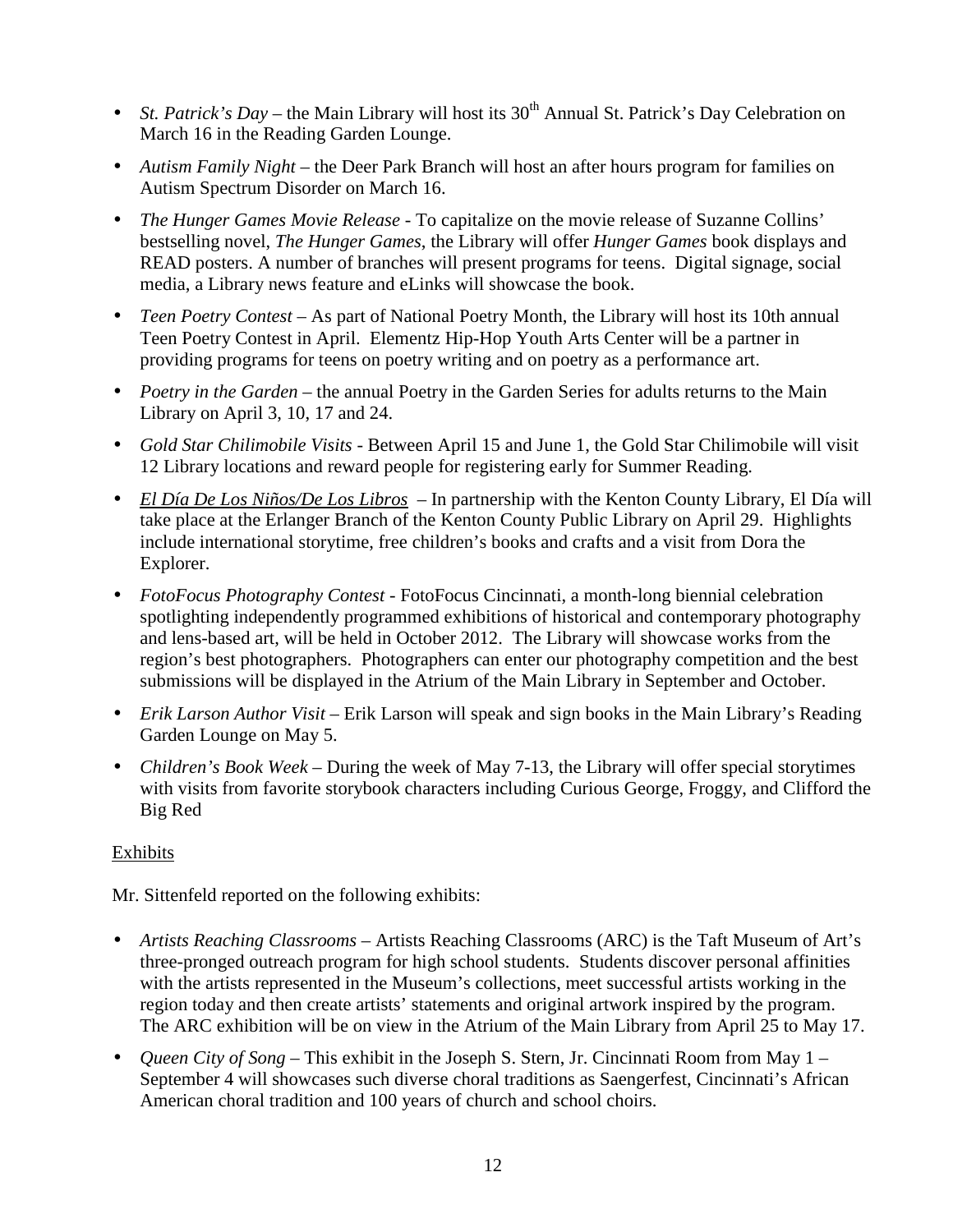- *St. Patrick's Day* – the Main Library will host its 30th Annual St. Patrick's Day Celebration on March 16 in the Reading Garden Lounge.
- *Autism Family Night* – the Deer Park Branch will host an after hours program for families on Autism Spectrum Disorder on March 16.
- *The Hunger Games Movie Release* - To capitalize on the movie release of Suzanne Collins' bestselling novel, *The Hunger Games*, the Library will offer *Hunger Games* book displays and READ posters. A number of branches will present programs for teens. Digital signage, social media, a Library news feature and eLinks will showcase the book.
- *Teen Poetry Contest* – As part of National Poetry Month, the Library will host its 10th annual Teen Poetry Contest in April. Elementz Hip-Hop Youth Arts Center will be a partner in providing programs for teens on poetry writing and on poetry as a performance art.
- *Poetry in the Garden* – the annual Poetry in the Garden Series for adults returns to the Main Library on April 3, 10, 17 and 24.
- *Gold Star Chilimobile Visits* - Between April 15 and June 1, the Gold Star Chilimobile will visit 12 Library locations and reward people for registering early for Summer Reading.
- <u>*El Día De Los Niños/De Los Libros*</u> – In partnership with the Kenton County Library, El Día will take place at the Erlanger Branch of the Kenton County Public Library on April 29. Highlights include international storytime, free children's books and crafts and a visit from Dora the Explorer.
- *FotoFocus Photography Contest* - FotoFocus Cincinnati, a month-long biennial celebration spotlighting independently programmed exhibitions of historical and contemporary photography and lens-based art, will be held in October 2012. The Library will showcase works from the region's best photographers. Photographers can enter our photography competition and the best submissions will be displayed in the Atrium of the Main Library in September and October.
- *Erik Larson Author Visit* – Erik Larson will speak and sign books in the Main Library's Reading Garden Lounge on May 5.
- *Children's Book Week* – During the week of May 7-13, the Library will offer special storytimes with visits from favorite storybook characters including Curious George, Froggy, and Clifford the Big Red

<u>Exhibits</u>

Mr. Sittenfeld reported on the following exhibits:

- *Artists Reaching Classrooms* – Artists Reaching Classrooms (ARC) is the Taft Museum of Art's three-pronged outreach program for high school students. Students discover personal affinities with the artists represented in the Museum's collections, meet successful artists working in the region today and then create artists' statements and original artwork inspired by the program. The ARC exhibition will be on view in the Atrium of the Main Library from April 25 to May 17.
- *Queen City of Song* – This exhibit in the Joseph S. Stern, Jr. Cincinnati Room from May 1 – September 4 will showcases such diverse choral traditions as Saengerfest, Cincinnati's African American choral tradition and 100 years of church and school choirs.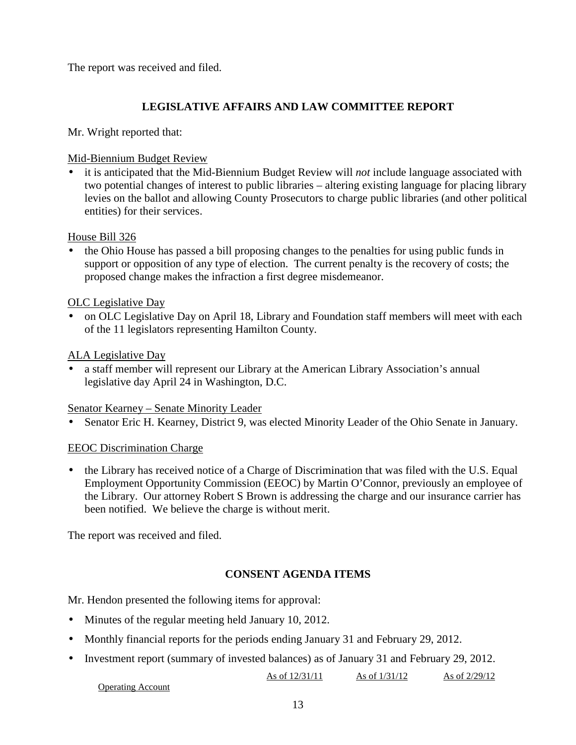The report was received and filed.

## LEGISLATIVE AFFAIRS AND LAW COMMITTEE REPORT

Mr. Wright reported that:

Mid-Biennium Budget Review

- it is anticipated that the Mid-Biennium Budget Review will *not* include language associated with two potential changes of interest to public libraries – altering existing language for placing library levies on the ballot and allowing County Prosecutors to charge public libraries (and other political entities) for their services.

House Bill 326

- the Ohio House has passed a bill proposing changes to the penalties for using public funds in support or opposition of any type of election. The current penalty is the recovery of costs; the proposed change makes the infraction a first degree misdemeanor.

OLC Legislative Day

- on OLC Legislative Day on April 18, Library and Foundation staff members will meet with each of the 11 legislators representing Hamilton County.

ALA Legislative Day

- a staff member will represent our Library at the American Library Association's annual legislative day April 24 in Washington, D.C.

Senator Kearney – Senate Minority Leader

- Senator Eric H. Kearney, District 9, was elected Minority Leader of the Ohio Senate in January.

EEOC Discrimination Charge

- the Library has received notice of a Charge of Discrimination that was filed with the U.S. Equal Employment Opportunity Commission (EEOC) by Martin O'Connor, previously an employee of the Library. Our attorney Robert S Brown is addressing the charge and our insurance carrier has been notified. We believe the charge is without merit.

The report was received and filed.

## CONSENT AGENDA ITEMS

Mr. Hendon presented the following items for approval:

- Minutes of the regular meeting held January 10, 2012.
- Monthly financial reports for the periods ending January 31 and February 29, 2012.
- Investment report (summary of invested balances) as of January 31 and February 29, 2012.

| | As of 12/31/11 | As of 1/31/12 | As of 2/29/12 |
|---|---|---|---|
| Operating Account | | | |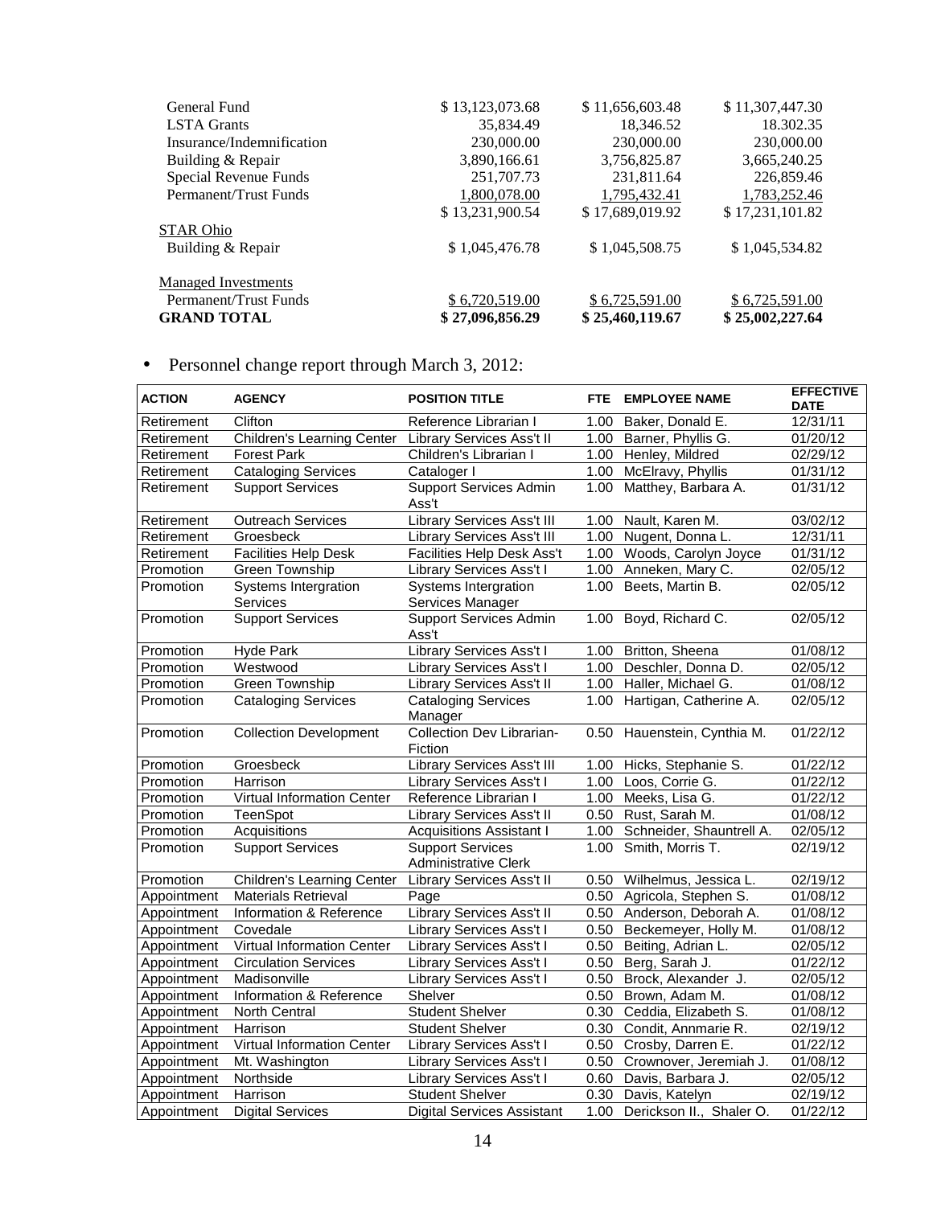| | | | |
|---|---|---|---|
| General Fund | $ 13,123,073.68 | $ 11,656,603.48 | $ 11,307,447.30 |
| LSTA Grants | 35,834.49 | 18,346.52 | 18.302.35 |
| Insurance/Indemnification | 230,000.00 | 230,000.00 | 230,000.00 |
| Building & Repair | 3,890,166.61 | 3,756,825.87 | 3,665,240.25 |
| Special Revenue Funds | 251,707.73 | 231,811.64 | 226,859.46 |
| Permanent/Trust Funds | 1,800,078.00 | 1,795,432.41 | 1,783,252.46 |
| | $ 13,231,900.54 | $ 17,689,019.92 | $ 17,231,101.82 |
| STAR Ohio | | | |
| Building & Repair | $ 1,045,476.78 | $ 1,045,508.75 | $ 1,045,534.82 |
| Managed Investments | | | |
| Permanent/Trust Funds | $ 6,720,519.00 | $ 6,725,591.00 | $ 6,725,591.00 |
| **GRAND TOTAL** | **$ 27,096,856.29** | **$ 25,460,119.67** | **$ 25,002,227.64** |

- Personnel change report through March 3, 2012:

| ACTION | AGENCY | POSITION TITLE | FTE | EMPLOYEE NAME | EFFECTIVE DATE |
|---|---|---|---|---|---|
| Retirement | Clifton | Reference Librarian I | 1.00 | Baker, Donald E. | 12/31/11 |
| Retirement | Children's Learning Center | Library Services Ass't II | 1.00 | Barner, Phyllis G. | 01/20/12 |
| Retirement | Forest Park | Children's Librarian I | 1.00 | Henley, Mildred | 02/29/12 |
| Retirement | Cataloging Services | Cataloger I | 1.00 | McElravy, Phyllis | 01/31/12 |
| Retirement | Support Services | Support Services Admin Ass't | 1.00 | Matthey, Barbara A. | 01/31/12 |
| Retirement | Outreach Services | Library Services Ass't III | 1.00 | Nault, Karen M. | 03/02/12 |
| Retirement | Groesbeck | Library Services Ass't III | 1.00 | Nugent, Donna L. | 12/31/11 |
| Retirement | Facilities Help Desk | Facilities Help Desk Ass't | 1.00 | Woods, Carolyn Joyce | 01/31/12 |
| Promotion | Green Township | Library Services Ass't I | 1.00 | Anneken, Mary C. | 02/05/12 |
| Promotion | Systems Intergration Services | Systems Intergration Services Manager | 1.00 | Beets, Martin B. | 02/05/12 |
| Promotion | Support Services | Support Services Admin Ass't | 1.00 | Boyd, Richard C. | 02/05/12 |
| Promotion | Hyde Park | Library Services Ass't I | 1.00 | Britton, Sheena | 01/08/12 |
| Promotion | Westwood | Library Services Ass't I | 1.00 | Deschler, Donna D. | 02/05/12 |
| Promotion | Green Township | Library Services Ass't II | 1.00 | Haller, Michael G. | 01/08/12 |
| Promotion | Cataloging Services | Cataloging Services Manager | 1.00 | Hartigan, Catherine A. | 02/05/12 |
| Promotion | Collection Development | Collection Dev Librarian-Fiction | 0.50 | Hauenstein, Cynthia M. | 01/22/12 |
| Promotion | Groesbeck | Library Services Ass't III | 1.00 | Hicks, Stephanie S. | 01/22/12 |
| Promotion | Harrison | Library Services Ass't I | 1.00 | Loos, Corrie G. | 01/22/12 |
| Promotion | Virtual Information Center | Reference Librarian I | 1.00 | Meeks, Lisa G. | 01/22/12 |
| Promotion | TeenSpot | Library Services Ass't II | 0.50 | Rust, Sarah M. | 01/08/12 |
| Promotion | Acquisitions | Acquisitions Assistant I | 1.00 | Schneider, Shauntrell A. | 02/05/12 |
| Promotion | Support Services | Support Services Administrative Clerk | 1.00 | Smith, Morris T. | 02/19/12 |
| Promotion | Children's Learning Center | Library Services Ass't II | 0.50 | Wilhelmus, Jessica L. | 02/19/12 |
| Appointment | Materials Retrieval | Page | 0.50 | Agricola, Stephen S. | 01/08/12 |
| Appointment | Information & Reference | Library Services Ass't II | 0.50 | Anderson, Deborah A. | 01/08/12 |
| Appointment | Covedale | Library Services Ass't I | 0.50 | Beckemeyer, Holly M. | 01/08/12 |
| Appointment | Virtual Information Center | Library Services Ass't I | 0.50 | Beiting, Adrian L. | 02/05/12 |
| Appointment | Circulation Services | Library Services Ass't I | 0.50 | Berg, Sarah J. | 01/22/12 |
| Appointment | Madisonville | Library Services Ass't I | 0.50 | Brock, Alexander J. | 02/05/12 |
| Appointment | Information & Reference | Shelver | 0.50 | Brown, Adam M. | 01/08/12 |
| Appointment | North Central | Student Shelver | 0.30 | Ceddia, Elizabeth S. | 01/08/12 |
| Appointment | Harrison | Student Shelver | 0.30 | Condit, Annmarie R. | 02/19/12 |
| Appointment | Virtual Information Center | Library Services Ass't I | 0.50 | Crosby, Darren E. | 01/22/12 |
| Appointment | Mt. Washington | Library Services Ass't I | 0.50 | Crownover, Jeremiah J. | 01/08/12 |
| Appointment | Northside | Library Services Ass't I | 0.60 | Davis, Barbara J. | 02/05/12 |
| Appointment | Harrison | Student Shelver | 0.30 | Davis, Katelyn | 02/19/12 |
| Appointment | Digital Services | Digital Services Assistant | 1.00 | Derickson II., Shaler O. | 01/22/12 |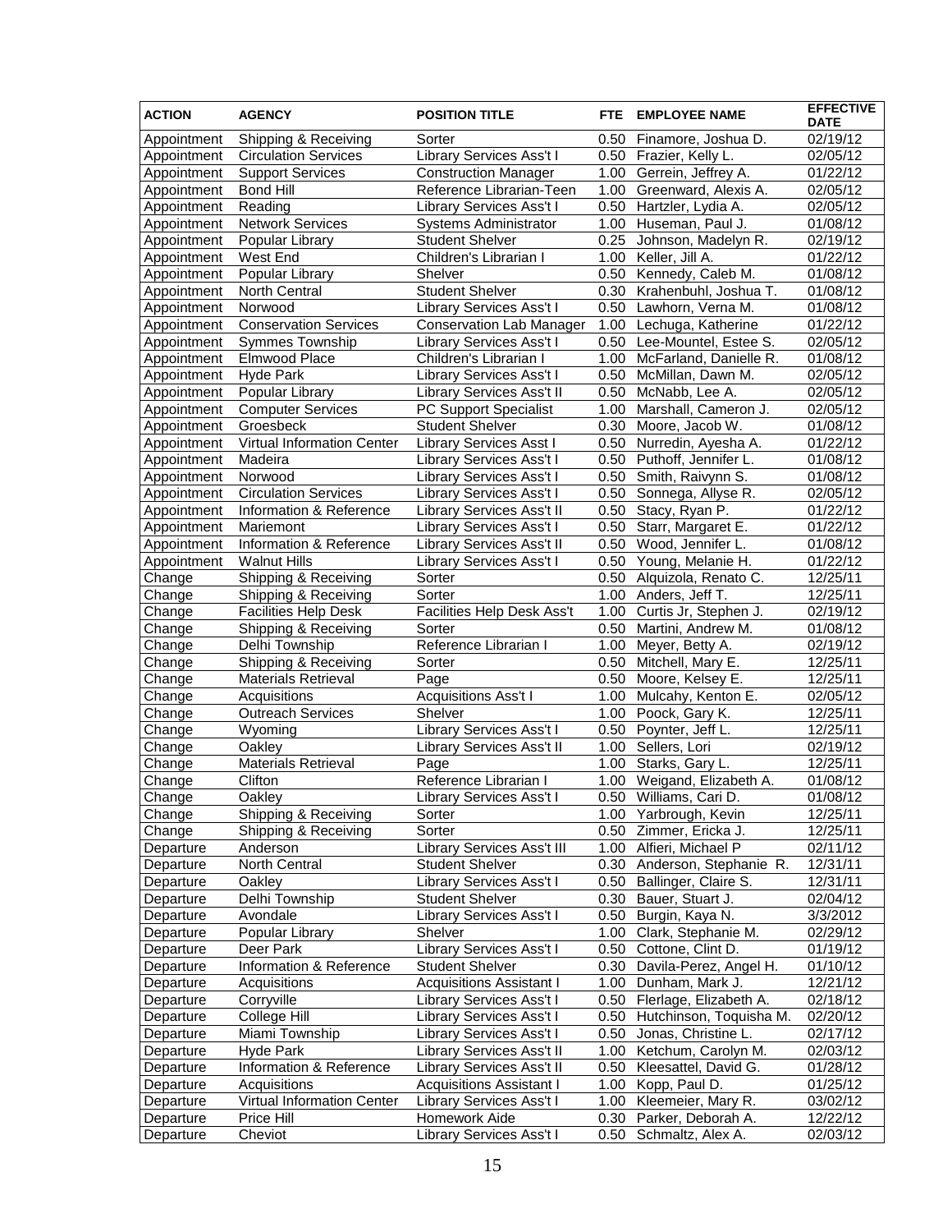| ACTION | AGENCY | POSITION TITLE | FTE | EMPLOYEE NAME | EFFECTIVE DATE |
|---|---|---|---|---|---|
| Appointment | Shipping & Receiving | Sorter | 0.50 | Finamore, Joshua D. | 02/19/12 |
| Appointment | Circulation Services | Library Services Ass't I | 0.50 | Frazier, Kelly L. | 02/05/12 |
| Appointment | Support Services | Construction Manager | 1.00 | Gerrein, Jeffrey A. | 01/22/12 |
| Appointment | Bond Hill | Reference Librarian-Teen | 1.00 | Greenward, Alexis A. | 02/05/12 |
| Appointment | Reading | Library Services Ass't I | 0.50 | Hartzler, Lydia A. | 02/05/12 |
| Appointment | Network Services | Systems Administrator | 1.00 | Huseman, Paul J. | 01/08/12 |
| Appointment | Popular Library | Student Shelver | 0.25 | Johnson, Madelyn R. | 02/19/12 |
| Appointment | West End | Children's Librarian I | 1.00 | Keller, Jill A. | 01/22/12 |
| Appointment | Popular Library | Shelver | 0.50 | Kennedy, Caleb M. | 01/08/12 |
| Appointment | North Central | Student Shelver | 0.30 | Krahenbuhl, Joshua T. | 01/08/12 |
| Appointment | Norwood | Library Services Ass't I | 0.50 | Lawhorn, Verna M. | 01/08/12 |
| Appointment | Conservation Services | Conservation Lab Manager | 1.00 | Lechuga, Katherine | 01/22/12 |
| Appointment | Symmes Township | Library Services Ass't I | 0.50 | Lee-Mountel, Estee S. | 02/05/12 |
| Appointment | Elmwood Place | Children's Librarian I | 1.00 | McFarland, Danielle R. | 01/08/12 |
| Appointment | Hyde Park | Library Services Ass't I | 0.50 | McMillan, Dawn M. | 02/05/12 |
| Appointment | Popular Library | Library Services Ass't II | 0.50 | McNabb, Lee A. | 02/05/12 |
| Appointment | Computer Services | PC Support Specialist | 1.00 | Marshall, Cameron J. | 02/05/12 |
| Appointment | Groesbeck | Student Shelver | 0.30 | Moore, Jacob W. | 01/08/12 |
| Appointment | Virtual Information Center | Library Services Asst I | 0.50 | Nurredin, Ayesha A. | 01/22/12 |
| Appointment | Madeira | Library Services Ass't I | 0.50 | Puthoff, Jennifer L. | 01/08/12 |
| Appointment | Norwood | Library Services Ass't I | 0.50 | Smith, Raivynn S. | 01/08/12 |
| Appointment | Circulation Services | Library Services Ass't I | 0.50 | Sonnega, Allyse R. | 02/05/12 |
| Appointment | Information & Reference | Library Services Ass't II | 0.50 | Stacy, Ryan P. | 01/22/12 |
| Appointment | Mariemont | Library Services Ass't I | 0.50 | Starr, Margaret E. | 01/22/12 |
| Appointment | Information & Reference | Library Services Ass't II | 0.50 | Wood, Jennifer L. | 01/08/12 |
| Appointment | Walnut Hills | Library Services Ass't I | 0.50 | Young, Melanie H. | 01/22/12 |
| Change | Shipping & Receiving | Sorter | 0.50 | Alquizola, Renato C. | 12/25/11 |
| Change | Shipping & Receiving | Sorter | 1.00 | Anders, Jeff T. | 12/25/11 |
| Change | Facilities Help Desk | Facilities Help Desk Ass't | 1.00 | Curtis Jr, Stephen J. | 02/19/12 |
| Change | Shipping & Receiving | Sorter | 0.50 | Martini, Andrew M. | 01/08/12 |
| Change | Delhi Township | Reference Librarian I | 1.00 | Meyer, Betty A. | 02/19/12 |
| Change | Shipping & Receiving | Sorter | 0.50 | Mitchell, Mary E. | 12/25/11 |
| Change | Materials Retrieval | Page | 0.50 | Moore, Kelsey E. | 12/25/11 |
| Change | Acquisitions | Acquisitions Ass't I | 1.00 | Mulcahy, Kenton E. | 02/05/12 |
| Change | Outreach Services | Shelver | 1.00 | Poock, Gary K. | 12/25/11 |
| Change | Wyoming | Library Services Ass't I | 0.50 | Poynter, Jeff L. | 12/25/11 |
| Change | Oakley | Library Services Ass't II | 1.00 | Sellers, Lori | 02/19/12 |
| Change | Materials Retrieval | Page | 1.00 | Starks, Gary L. | 12/25/11 |
| Change | Clifton | Reference Librarian I | 1.00 | Weigand, Elizabeth A. | 01/08/12 |
| Change | Oakley | Library Services Ass't I | 0.50 | Williams, Cari D. | 01/08/12 |
| Change | Shipping & Receiving | Sorter | 1.00 | Yarbrough, Kevin | 12/25/11 |
| Change | Shipping & Receiving | Sorter | 0.50 | Zimmer, Ericka J. | 12/25/11 |
| Departure | Anderson | Library Services Ass't III | 1.00 | Alfieri, Michael P | 02/11/12 |
| Departure | North Central | Student Shelver | 0.30 | Anderson, Stephanie R. | 12/31/11 |
| Departure | Oakley | Library Services Ass't I | 0.50 | Ballinger, Claire S. | 12/31/11 |
| Departure | Delhi Township | Student Shelver | 0.30 | Bauer, Stuart J. | 02/04/12 |
| Departure | Avondale | Library Services Ass't I | 0.50 | Burgin, Kaya N. | 3/3/2012 |
| Departure | Popular Library | Shelver | 1.00 | Clark, Stephanie M. | 02/29/12 |
| Departure | Deer Park | Library Services Ass't I | 0.50 | Cottone, Clint D. | 01/19/12 |
| Departure | Information & Reference | Student Shelver | 0.30 | Davila-Perez, Angel H. | 01/10/12 |
| Departure | Acquisitions | Acquisitions Assistant I | 1.00 | Dunham, Mark J. | 12/21/12 |
| Departure | Corryville | Library Services Ass't I | 0.50 | Flerlage, Elizabeth A. | 02/18/12 |
| Departure | College Hill | Library Services Ass't I | 0.50 | Hutchinson, Toquisha M. | 02/20/12 |
| Departure | Miami Township | Library Services Ass't I | 0.50 | Jonas, Christine L. | 02/17/12 |
| Departure | Hyde Park | Library Services Ass't II | 1.00 | Ketchum, Carolyn M. | 02/03/12 |
| Departure | Information & Reference | Library Services Ass't II | 0.50 | Kleesattel, David G. | 01/28/12 |
| Departure | Acquisitions | Acquisitions Assistant I | 1.00 | Kopp, Paul D. | 01/25/12 |
| Departure | Virtual Information Center | Library Services Ass't I | 1.00 | Kleemeier, Mary R. | 03/02/12 |
| Departure | Price Hill | Homework Aide | 0.30 | Parker, Deborah A. | 12/22/12 |
| Departure | Cheviot | Library Services Ass't I | 0.50 | Schmaltz, Alex A. | 02/03/12 |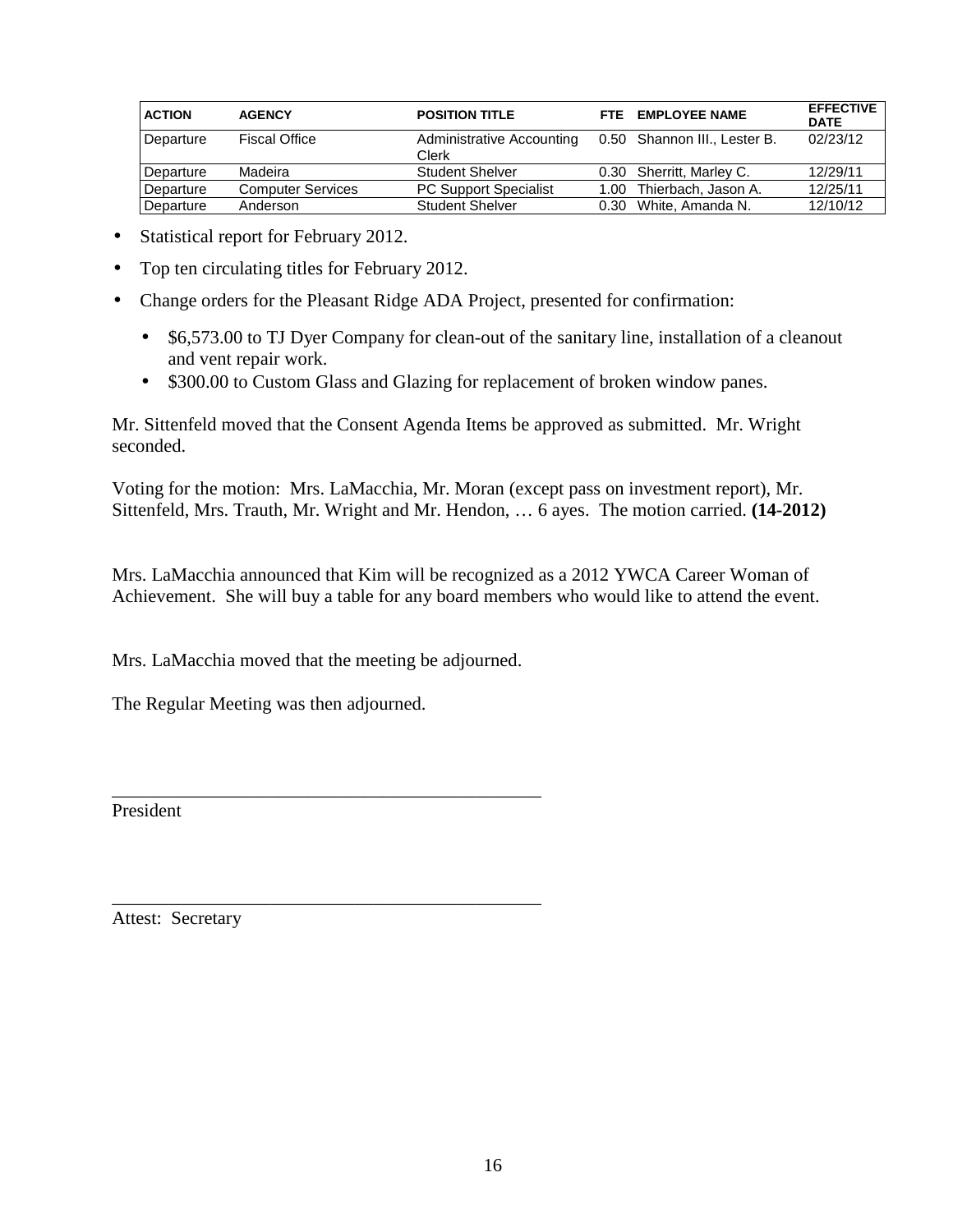| ACTION | AGENCY | POSITION TITLE | FTE | EMPLOYEE NAME | EFFECTIVE DATE |
|---|---|---|---|---|---|
| Departure | Fiscal Office | Administrative Accounting Clerk | 0.50 | Shannon III., Lester B. | 02/23/12 |
| Departure | Madeira | Student Shelver | 0.30 | Sherritt, Marley C. | 12/29/11 |
| Departure | Computer Services | PC Support Specialist | 1.00 | Thierbach, Jason A. | 12/25/11 |
| Departure | Anderson | Student Shelver | 0.30 | White, Amanda N. | 12/10/12 |

- Statistical report for February 2012.
- Top ten circulating titles for February 2012.
- Change orders for the Pleasant Ridge ADA Project, presented for confirmation:
  - $6,573.00 to TJ Dyer Company for clean-out of the sanitary line, installation of a cleanout and vent repair work.
  - $300.00 to Custom Glass and Glazing for replacement of broken window panes.

Mr. Sittenfeld moved that the Consent Agenda Items be approved as submitted. Mr. Wright seconded.

Voting for the motion: Mrs. LaMacchia, Mr. Moran (except pass on investment report), Mr. Sittenfeld, Mrs. Trauth, Mr. Wright and Mr. Hendon, … 6 ayes. The motion carried. **(14-2012)**

Mrs. LaMacchia announced that Kim will be recognized as a 2012 YWCA Career Woman of Achievement. She will buy a table for any board members who would like to attend the event.

Mrs. LaMacchia moved that the meeting be adjourned.

The Regular Meeting was then adjourned.

\_\_\_\_\_\_\_\_\_\_\_\_\_\_\_\_\_\_\_\_\_\_\_\_\_\_\_\_\_\_\_\_\_\_\_\_\_\_\_\_\_\_\_\_

President

\_\_\_\_\_\_\_\_\_\_\_\_\_\_\_\_\_\_\_\_\_\_\_\_\_\_\_\_\_\_\_\_\_\_\_\_\_\_\_\_\_\_\_\_

Attest: Secretary